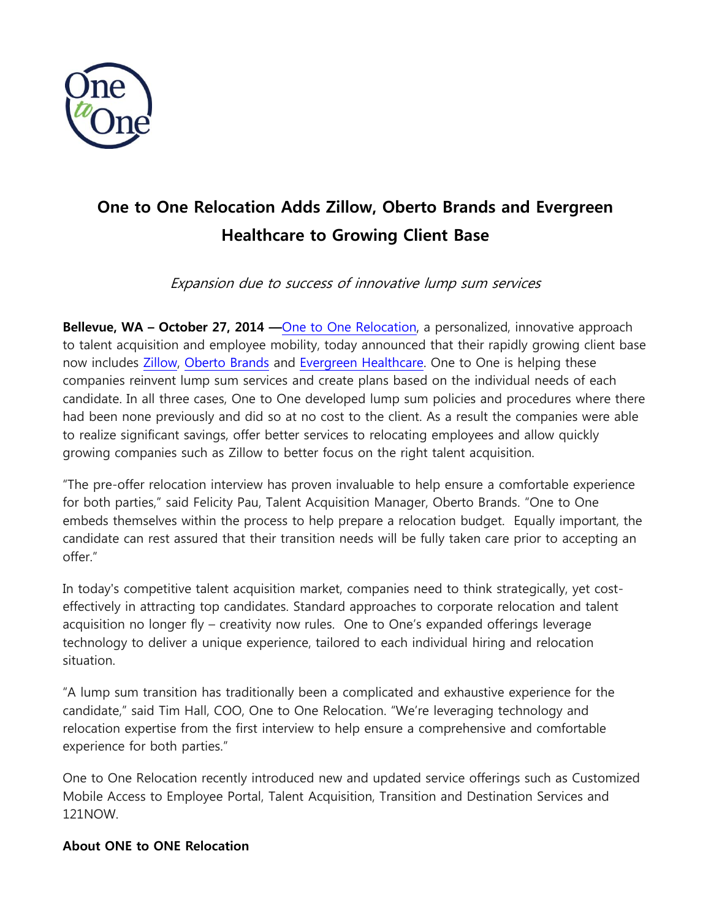# One to One Relocation Adds Zillow, Oberto Brands and Evergreen Healthcare to Growing Client Base

*Expansion due to success of innovative lump sum services*

**Bellevue, WA – October 27, 2014 —**One to One Relocation, a personalized, innovative approach to talent acquisition and employee mobility, today announced that their rapidly growing client base now includes Zillow, Oberto Brands and Evergreen Healthcare. One to One is helping these companies reinvent lump sum services and create plans based on the individual needs of each candidate. In all three cases, One to One developed lump sum policies and procedures where there had been none previously and did so at no cost to the client. As a result the companies were able to realize significant savings, offer better services to relocating employees and allow quickly growing companies such as Zillow to better focus on the right talent acquisition.

"The pre-offer relocation interview has proven invaluable to help ensure a comfortable experience for both parties," said Felicity Pau, Talent Acquisition Manager, Oberto Brands. "One to One embeds themselves within the process to help prepare a relocation budget. Equally important, the candidate can rest assured that their transition needs will be fully taken care prior to accepting an offer."

In today's competitive talent acquisition market, companies need to think strategically, yet cost-effectively in attracting top candidates. Standard approaches to corporate relocation and talent acquisition no longer fly – creativity now rules. One to One's expanded offerings leverage technology to deliver a unique experience, tailored to each individual hiring and relocation situation.

"A lump sum transition has traditionally been a complicated and exhaustive experience for the candidate," said Tim Hall, COO, One to One Relocation. "We're leveraging technology and relocation expertise from the first interview to help ensure a comprehensive and comfortable experience for both parties."

One to One Relocation recently introduced new and updated service offerings such as Customized Mobile Access to Employee Portal, Talent Acquisition, Transition and Destination Services and 121NOW.

**About ONE to ONE Relocation**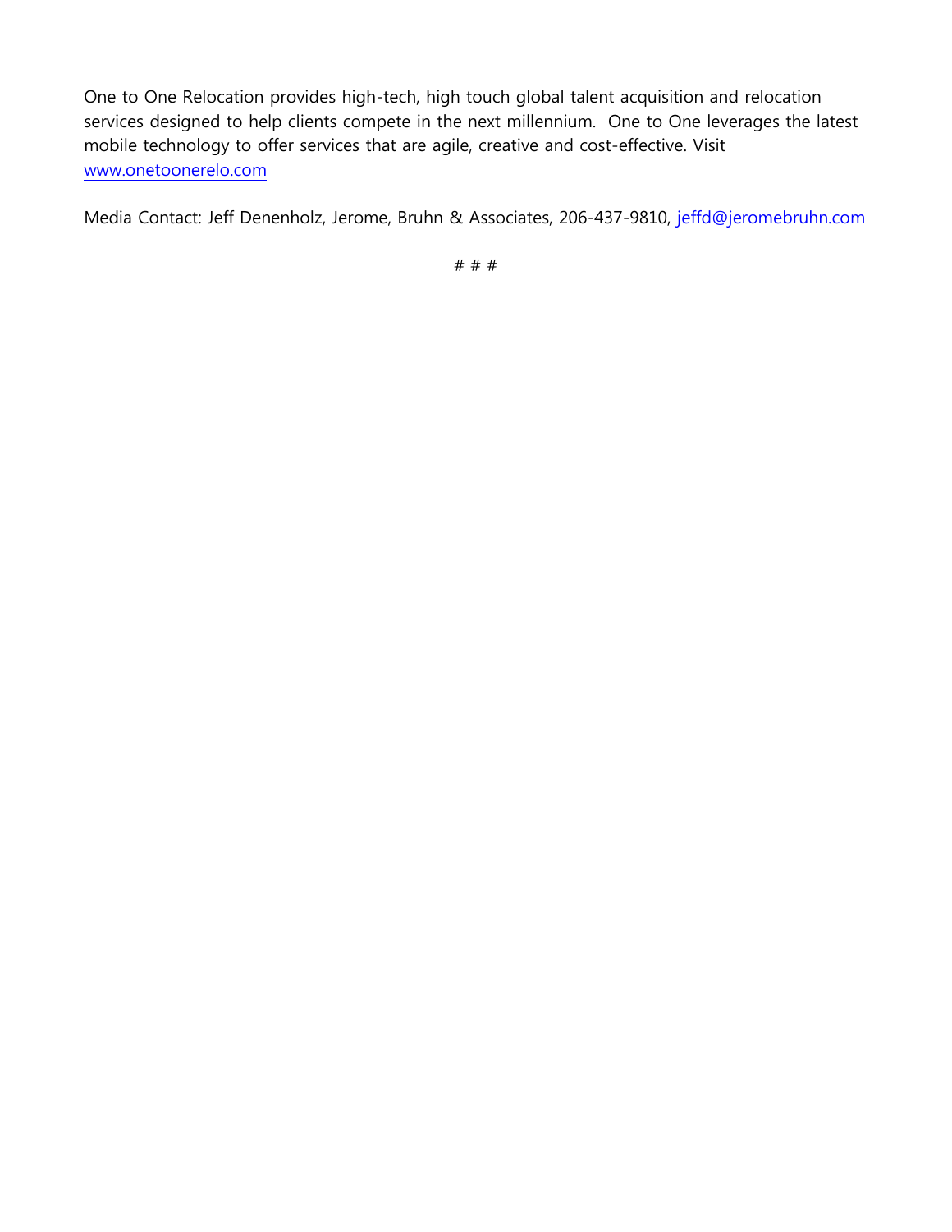One to One Relocation provides high-tech, high touch global talent acquisition and relocation services designed to help clients compete in the next millennium.  One to One leverages the latest mobile technology to offer services that are agile, creative and cost-effective. Visit www.onetoonerelo.com

Media Contact: Jeff Denenholz, Jerome, Bruhn & Associates, 206-437-9810, jeffd@jeromebruhn.com

# # #